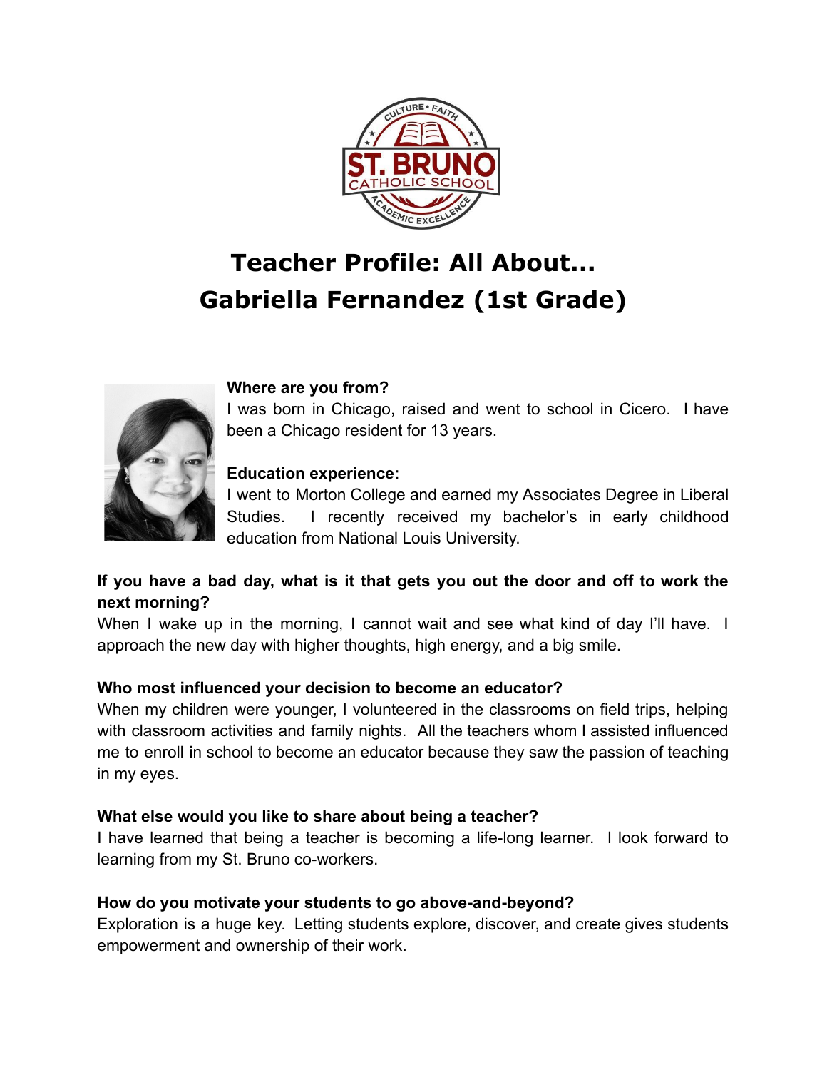# Teacher Profile: All About...
# Gabriella Fernandez (1st Grade)

**Where are you from?**
I was born in Chicago, raised and went to school in Cicero. I have been a Chicago resident for 13 years.

**Education experience:**
I went to Morton College and earned my Associates Degree in Liberal Studies. I recently received my bachelor's in early childhood education from National Louis University.

**If you have a bad day, what is it that gets you out the door and off to work the next morning?**
When I wake up in the morning, I cannot wait and see what kind of day I'll have. I approach the new day with higher thoughts, high energy, and a big smile.

**Who most influenced your decision to become an educator?**
When my children were younger, I volunteered in the classrooms on field trips, helping with classroom activities and family nights. All the teachers whom I assisted influenced me to enroll in school to become an educator because they saw the passion of teaching in my eyes.

**What else would you like to share about being a teacher?**
I have learned that being a teacher is becoming a life-long learner. I look forward to learning from my St. Bruno co-workers.

**How do you motivate your students to go above-and-beyond?**
Exploration is a huge key. Letting students explore, discover, and create gives students empowerment and ownership of their work.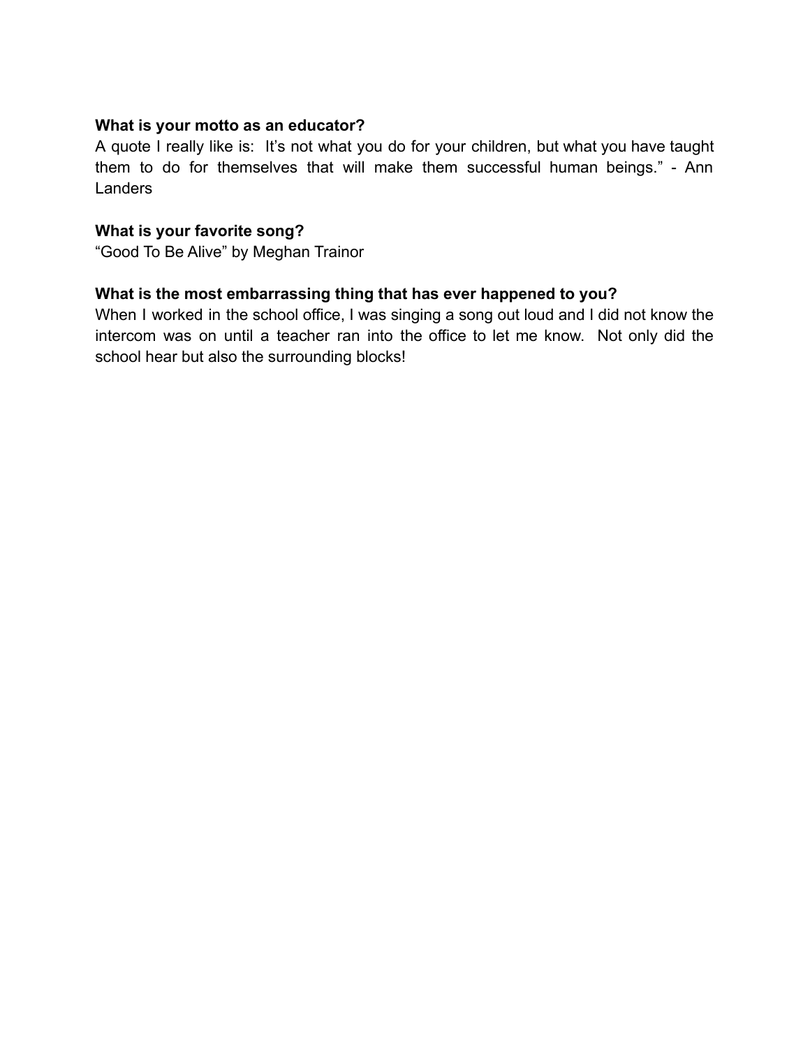**What is your motto as an educator?**
A quote I really like is: It's not what you do for your children, but what you have taught them to do for themselves that will make them successful human beings." - Ann Landers

**What is your favorite song?**
"Good To Be Alive" by Meghan Trainor

**What is the most embarrassing thing that has ever happened to you?**
When I worked in the school office, I was singing a song out loud and I did not know the intercom was on until a teacher ran into the office to let me know. Not only did the school hear but also the surrounding blocks!